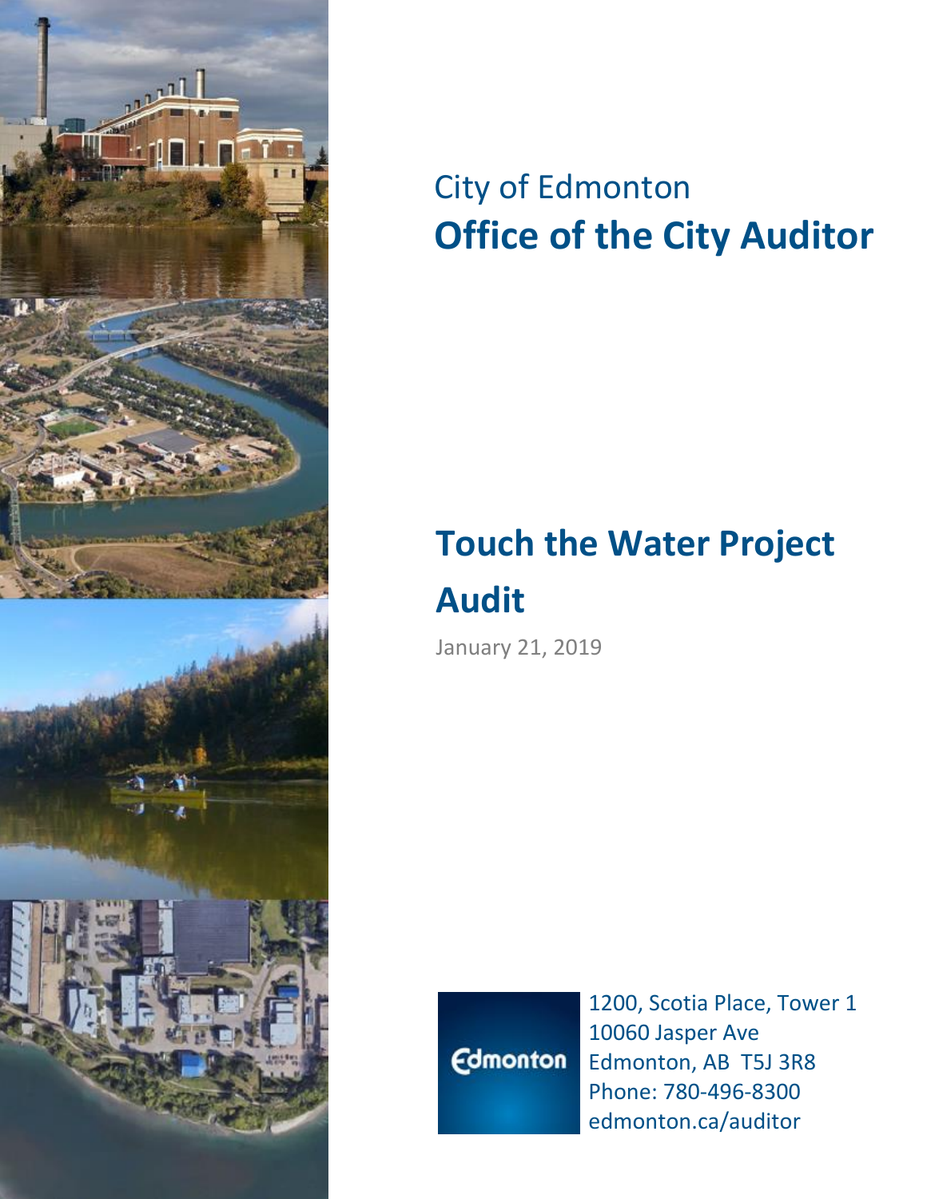City of Edmonton

# Office of the City Auditor

# Touch the Water Project Audit

January 21, 2019

Edmonton

1200, Scotia Place, Tower 1
10060 Jasper Ave
Edmonton, AB T5J 3R8
Phone: 780-496-8300
edmonton.ca/auditor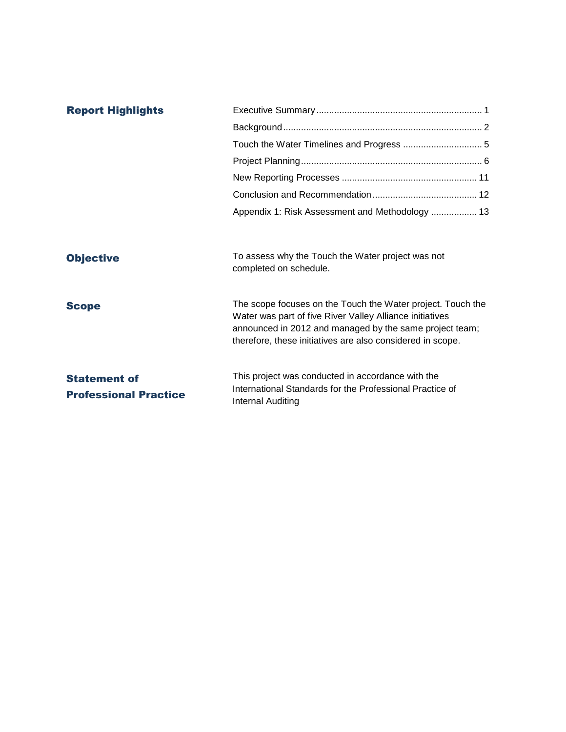## Report Highlights

- Executive Summary ........ 1
- Background ........ 2
- Touch the Water Timelines and Progress ........ 5
- Project Planning ........ 6
- New Reporting Processes ........ 11
- Conclusion and Recommendation ........ 12
- Appendix 1: Risk Assessment and Methodology ........ 13

## Objective

To assess why the Touch the Water project was not completed on schedule.

## Scope

The scope focuses on the Touch the Water project. Touch the Water was part of five River Valley Alliance initiatives announced in 2012 and managed by the same project team; therefore, these initiatives are also considered in scope.

## Statement of Professional Practice

This project was conducted in accordance with the International Standards for the Professional Practice of Internal Auditing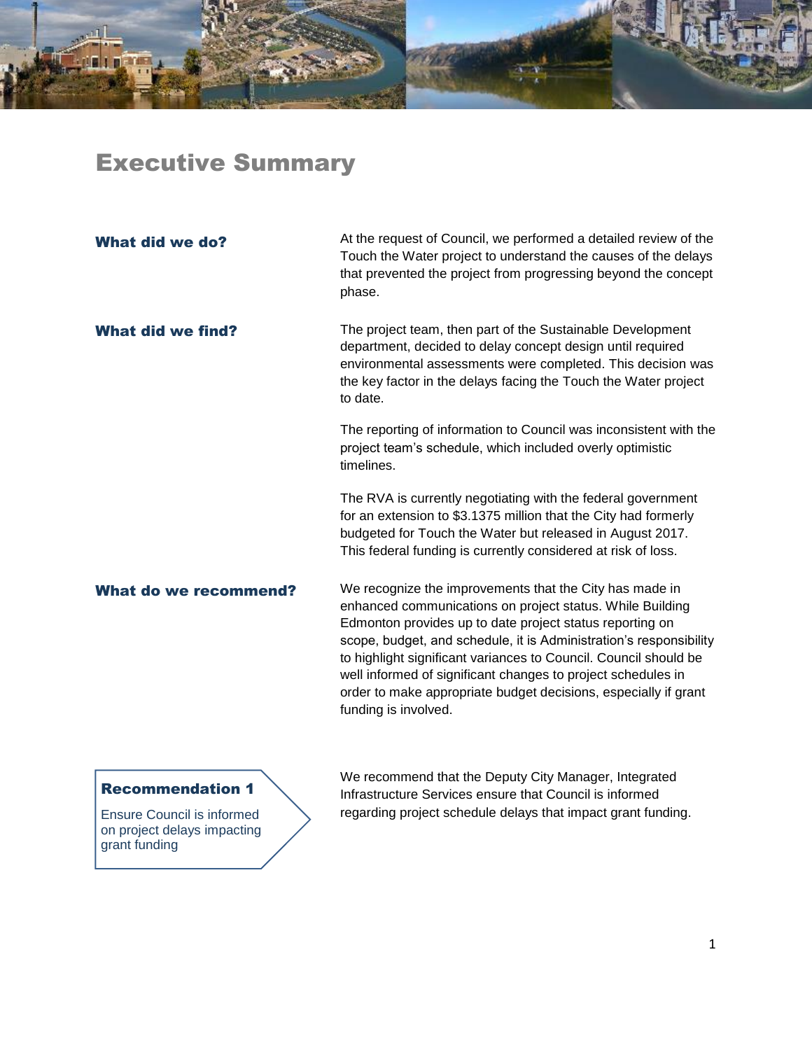# Executive Summary

**What did we do?**

At the request of Council, we performed a detailed review of the Touch the Water project to understand the causes of the delays that prevented the project from progressing beyond the concept phase.

**What did we find?**

The project team, then part of the Sustainable Development department, decided to delay concept design until required environmental assessments were completed. This decision was the key factor in the delays facing the Touch the Water project to date.

The reporting of information to Council was inconsistent with the project team's schedule, which included overly optimistic timelines.

The RVA is currently negotiating with the federal government for an extension to $3.1375 million that the City had formerly budgeted for Touch the Water but released in August 2017. This federal funding is currently considered at risk of loss.

**What do we recommend?**

We recognize the improvements that the City has made in enhanced communications on project status. While Building Edmonton provides up to date project status reporting on scope, budget, and schedule, it is Administration's responsibility to highlight significant variances to Council. Council should be well informed of significant changes to project schedules in order to make appropriate budget decisions, especially if grant funding is involved.

**Recommendation 1**

Ensure Council is informed on project delays impacting grant funding

We recommend that the Deputy City Manager, Integrated Infrastructure Services ensure that Council is informed regarding project schedule delays that impact grant funding.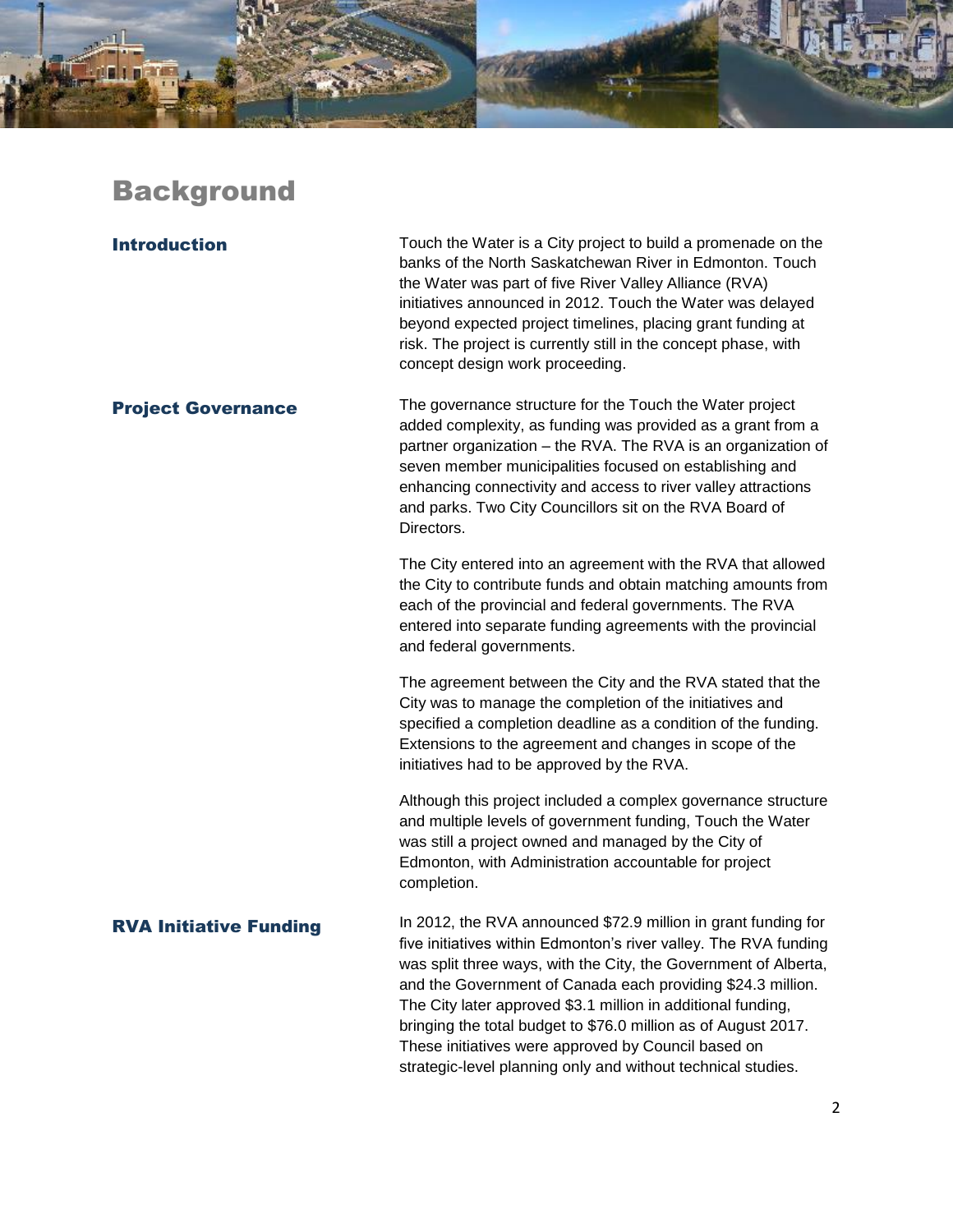# Background

### Introduction

Touch the Water is a City project to build a promenade on the banks of the North Saskatchewan River in Edmonton. Touch the Water was part of five River Valley Alliance (RVA) initiatives announced in 2012. Touch the Water was delayed beyond expected project timelines, placing grant funding at risk. The project is currently still in the concept phase, with concept design work proceeding.

### Project Governance

The governance structure for the Touch the Water project added complexity, as funding was provided as a grant from a partner organization – the RVA. The RVA is an organization of seven member municipalities focused on establishing and enhancing connectivity and access to river valley attractions and parks. Two City Councillors sit on the RVA Board of Directors.

The City entered into an agreement with the RVA that allowed the City to contribute funds and obtain matching amounts from each of the provincial and federal governments. The RVA entered into separate funding agreements with the provincial and federal governments.

The agreement between the City and the RVA stated that the City was to manage the completion of the initiatives and specified a completion deadline as a condition of the funding. Extensions to the agreement and changes in scope of the initiatives had to be approved by the RVA.

Although this project included a complex governance structure and multiple levels of government funding, Touch the Water was still a project owned and managed by the City of Edmonton, with Administration accountable for project completion.

### RVA Initiative Funding

In 2012, the RVA announced $72.9 million in grant funding for five initiatives within Edmonton's river valley. The RVA funding was split three ways, with the City, the Government of Alberta, and the Government of Canada each providing $24.3 million. The City later approved $3.1 million in additional funding, bringing the total budget to $76.0 million as of August 2017. These initiatives were approved by Council based on strategic-level planning only and without technical studies.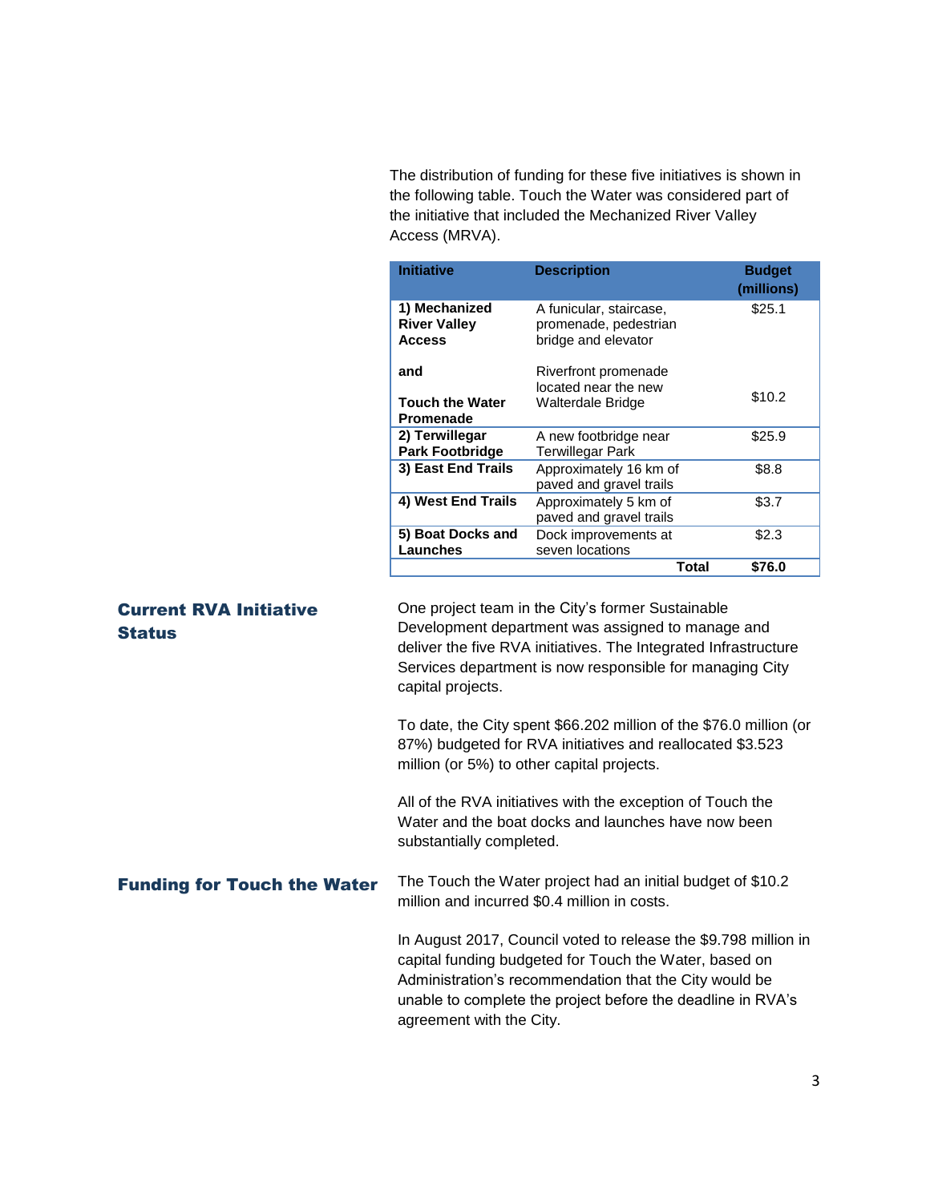The distribution of funding for these five initiatives is shown in the following table. Touch the Water was considered part of the initiative that included the Mechanized River Valley Access (MRVA).

| Initiative | Description | Budget (millions) |
|---|---|---|
| **1) Mechanized River Valley Access** | A funicular, staircase, promenade, pedestrian bridge and elevator | $25.1 |
| **and Touch the Water Promenade** | Riverfront promenade located near the new Walterdale Bridge | $10.2 |
| **2) Terwillegar Park Footbridge** | A new footbridge near Terwillegar Park | $25.9 |
| **3) East End Trails** | Approximately 16 km of paved and gravel trails | $8.8 |
| **4) West End Trails** | Approximately 5 km of paved and gravel trails | $3.7 |
| **5) Boat Docks and Launches** | Dock improvements at seven locations | $2.3 |
| | **Total** | **$76.0** |

## Current RVA Initiative Status

One project team in the City's former Sustainable Development department was assigned to manage and deliver the five RVA initiatives. The Integrated Infrastructure Services department is now responsible for managing City capital projects.

To date, the City spent $66.202 million of the $76.0 million (or 87%) budgeted for RVA initiatives and reallocated $3.523 million (or 5%) to other capital projects.

All of the RVA initiatives with the exception of Touch the Water and the boat docks and launches have now been substantially completed.

## Funding for Touch the Water

The Touch the Water project had an initial budget of $10.2 million and incurred $0.4 million in costs.

In August 2017, Council voted to release the $9.798 million in capital funding budgeted for Touch the Water, based on Administration's recommendation that the City would be unable to complete the project before the deadline in RVA's agreement with the City.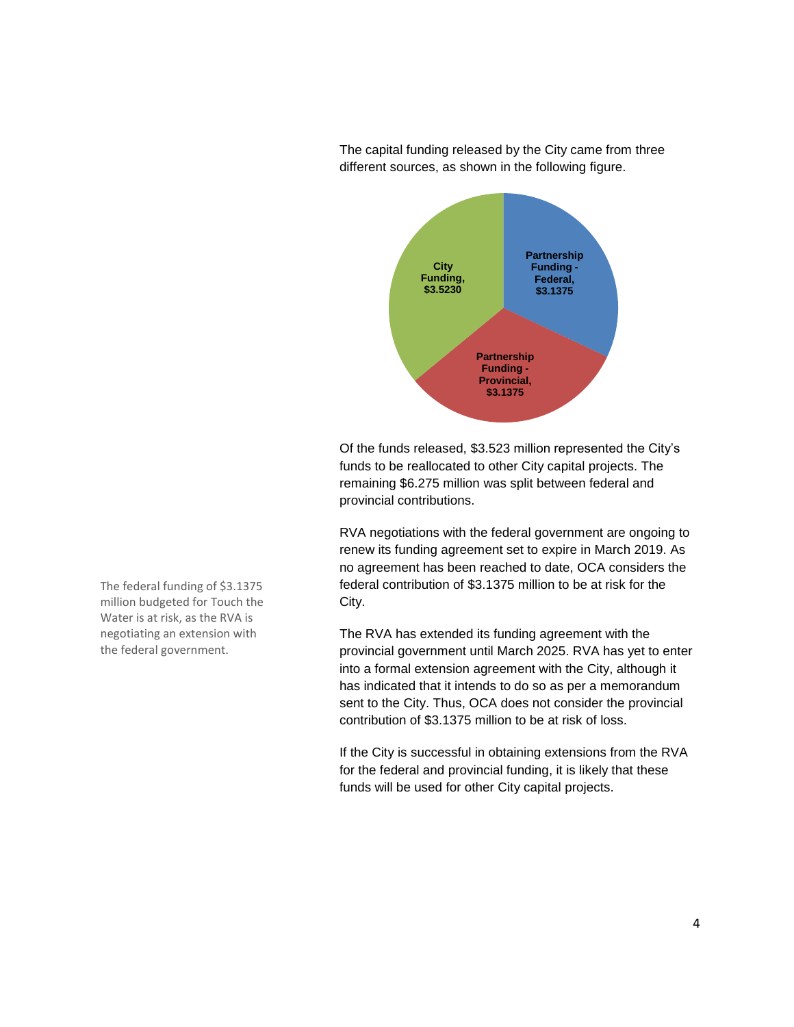The capital funding released by the City came from three different sources, as shown in the following figure.

City Funding, $3.5230

Partnership Funding - Federal, $3.1375

Partnership Funding - Provincial, $3.1375

Of the funds released, $3.523 million represented the City's funds to be reallocated to other City capital projects. The remaining $6.275 million was split between federal and provincial contributions.

The federal funding of $3.1375 million budgeted for Touch the Water is at risk, as the RVA is negotiating an extension with the federal government.

RVA negotiations with the federal government are ongoing to renew its funding agreement set to expire in March 2019. As no agreement has been reached to date, OCA considers the federal contribution of $3.1375 million to be at risk for the City.

The RVA has extended its funding agreement with the provincial government until March 2025. RVA has yet to enter into a formal extension agreement with the City, although it has indicated that it intends to do so as per a memorandum sent to the City. Thus, OCA does not consider the provincial contribution of $3.1375 million to be at risk of loss.

If the City is successful in obtaining extensions from the RVA for the federal and provincial funding, it is likely that these funds will be used for other City capital projects.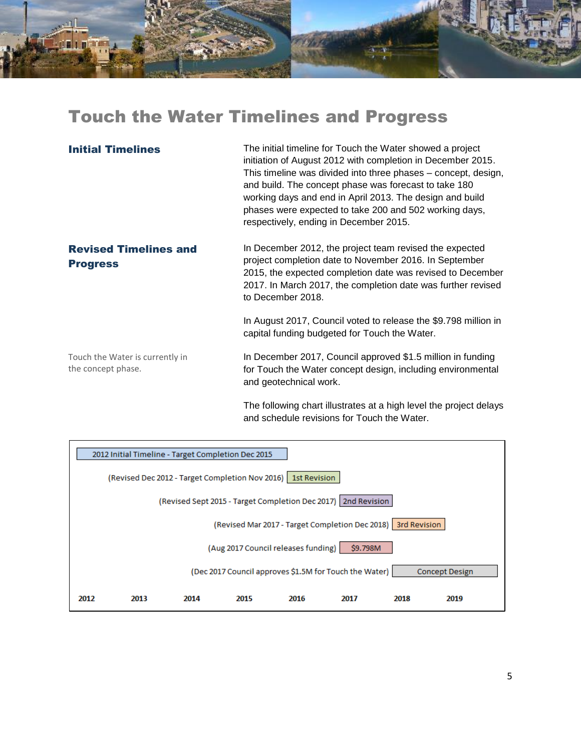# Touch the Water Timelines and Progress

## Initial Timelines

The initial timeline for Touch the Water showed a project initiation of August 2012 with completion in December 2015. This timeline was divided into three phases – concept, design, and build. The concept phase was forecast to take 180 working days and end in April 2013. The design and build phases were expected to take 200 and 502 working days, respectively, ending in December 2015.

## Revised Timelines and Progress

In December 2012, the project team revised the expected project completion date to November 2016. In September 2015, the expected completion date was revised to December 2017. In March 2017, the completion date was further revised to December 2018.

In August 2017, Council voted to release the $9.798 million in capital funding budgeted for Touch the Water.

Touch the Water is currently in the concept phase.

In December 2017, Council approved $1.5 million in funding for Touch the Water concept design, including environmental and geotechnical work.

The following chart illustrates at a high level the project delays and schedule revisions for Touch the Water.

| Event | Bar label |
|---|---|
| 2012 Initial Timeline - Target Completion Dec 2015 | |
| (Revised Dec 2012 - Target Completion Nov 2016) | 1st Revision |
| (Revised Sept 2015 - Target Completion Dec 2017) | 2nd Revision |
| (Revised Mar 2017 - Target Completion Dec 2018) | 3rd Revision |
| (Aug 2017 Council releases funding) | $9.798M |
| (Dec 2017 Council approves $1.5M for Touch the Water) | Concept Design |

2012 2013 2014 2015 2016 2017 2018 2019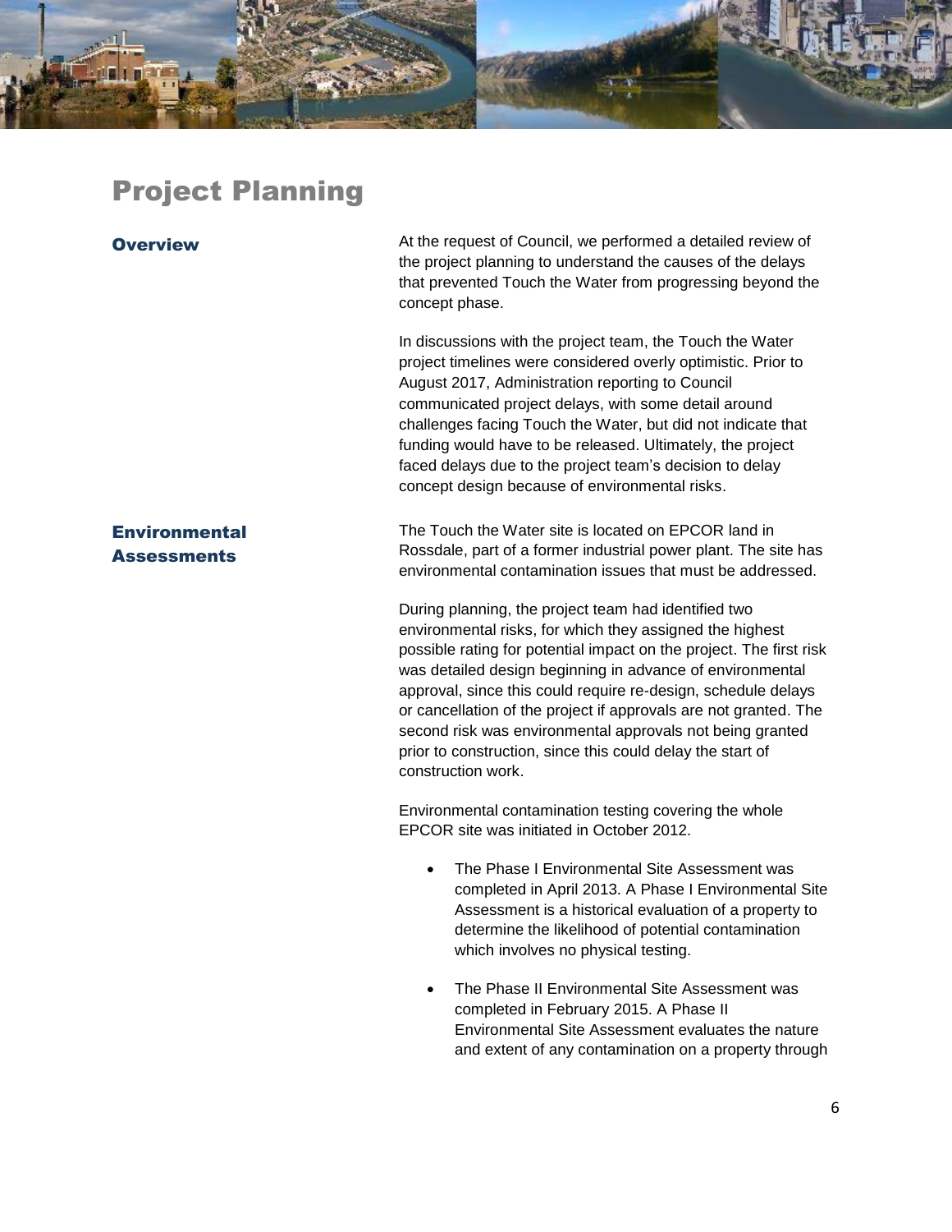# Project Planning

## Overview

At the request of Council, we performed a detailed review of the project planning to understand the causes of the delays that prevented Touch the Water from progressing beyond the concept phase.

In discussions with the project team, the Touch the Water project timelines were considered overly optimistic. Prior to August 2017, Administration reporting to Council communicated project delays, with some detail around challenges facing Touch the Water, but did not indicate that funding would have to be released. Ultimately, the project faced delays due to the project team's decision to delay concept design because of environmental risks.

## Environmental Assessments

The Touch the Water site is located on EPCOR land in Rossdale, part of a former industrial power plant. The site has environmental contamination issues that must be addressed.

During planning, the project team had identified two environmental risks, for which they assigned the highest possible rating for potential impact on the project. The first risk was detailed design beginning in advance of environmental approval, since this could require re-design, schedule delays or cancellation of the project if approvals are not granted. The second risk was environmental approvals not being granted prior to construction, since this could delay the start of construction work.

Environmental contamination testing covering the whole EPCOR site was initiated in October 2012.

- The Phase I Environmental Site Assessment was completed in April 2013. A Phase I Environmental Site Assessment is a historical evaluation of a property to determine the likelihood of potential contamination which involves no physical testing.
- The Phase II Environmental Site Assessment was completed in February 2015. A Phase II Environmental Site Assessment evaluates the nature and extent of any contamination on a property through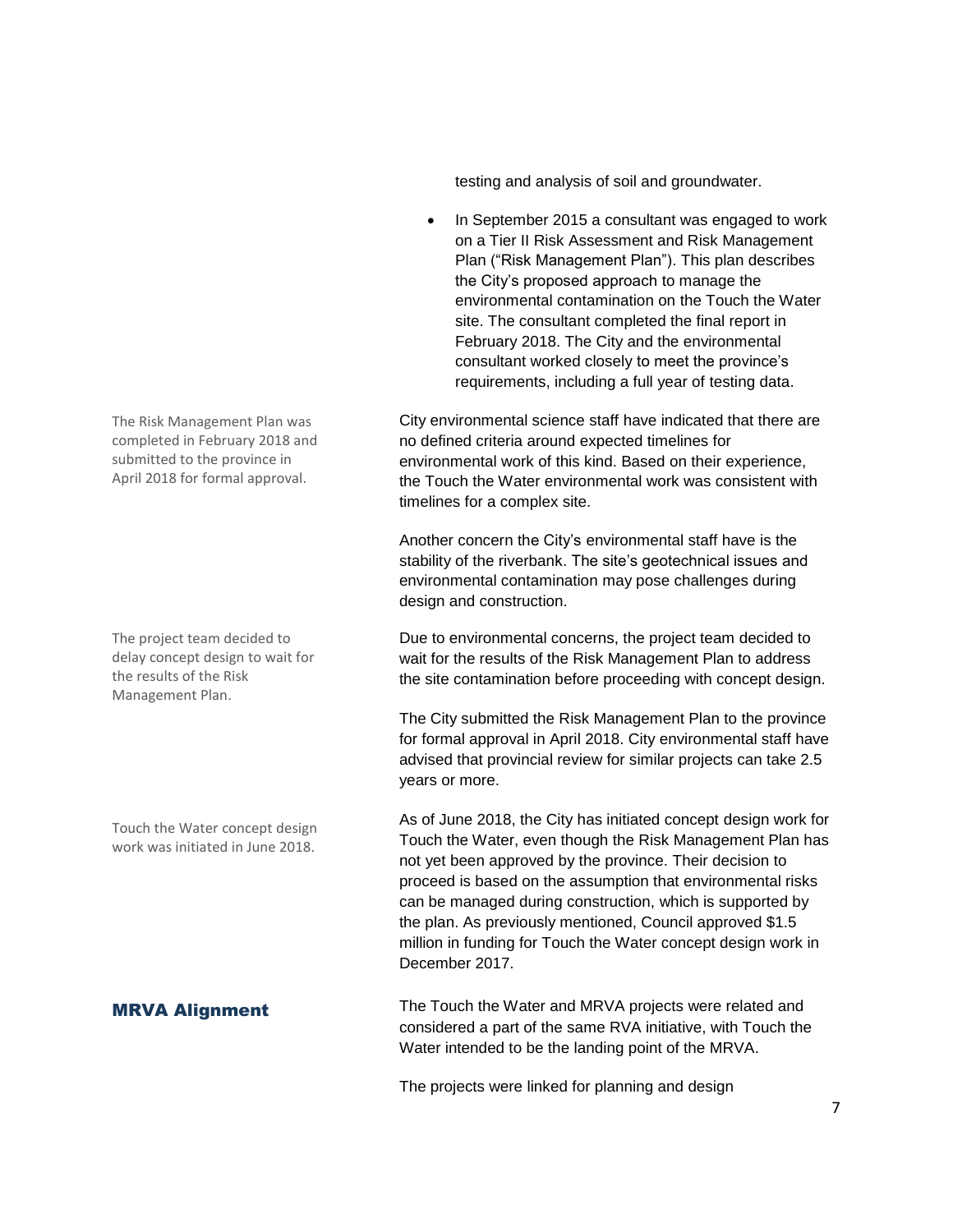testing and analysis of soil and groundwater.

- In September 2015 a consultant was engaged to work on a Tier II Risk Assessment and Risk Management Plan ("Risk Management Plan"). This plan describes the City's proposed approach to manage the environmental contamination on the Touch the Water site. The consultant completed the final report in February 2018. The City and the environmental consultant worked closely to meet the province's requirements, including a full year of testing data.

The Risk Management Plan was completed in February 2018 and submitted to the province in April 2018 for formal approval.

City environmental science staff have indicated that there are no defined criteria around expected timelines for environmental work of this kind. Based on their experience, the Touch the Water environmental work was consistent with timelines for a complex site.

Another concern the City's environmental staff have is the stability of the riverbank. The site's geotechnical issues and environmental contamination may pose challenges during design and construction.

The project team decided to delay concept design to wait for the results of the Risk Management Plan.

Due to environmental concerns, the project team decided to wait for the results of the Risk Management Plan to address the site contamination before proceeding with concept design.

The City submitted the Risk Management Plan to the province for formal approval in April 2018. City environmental staff have advised that provincial review for similar projects can take 2.5 years or more.

Touch the Water concept design work was initiated in June 2018.

As of June 2018, the City has initiated concept design work for Touch the Water, even though the Risk Management Plan has not yet been approved by the province. Their decision to proceed is based on the assumption that environmental risks can be managed during construction, which is supported by the plan. As previously mentioned, Council approved $1.5 million in funding for Touch the Water concept design work in December 2017.

## MRVA Alignment

The Touch the Water and MRVA projects were related and considered a part of the same RVA initiative, with Touch the Water intended to be the landing point of the MRVA.

The projects were linked for planning and design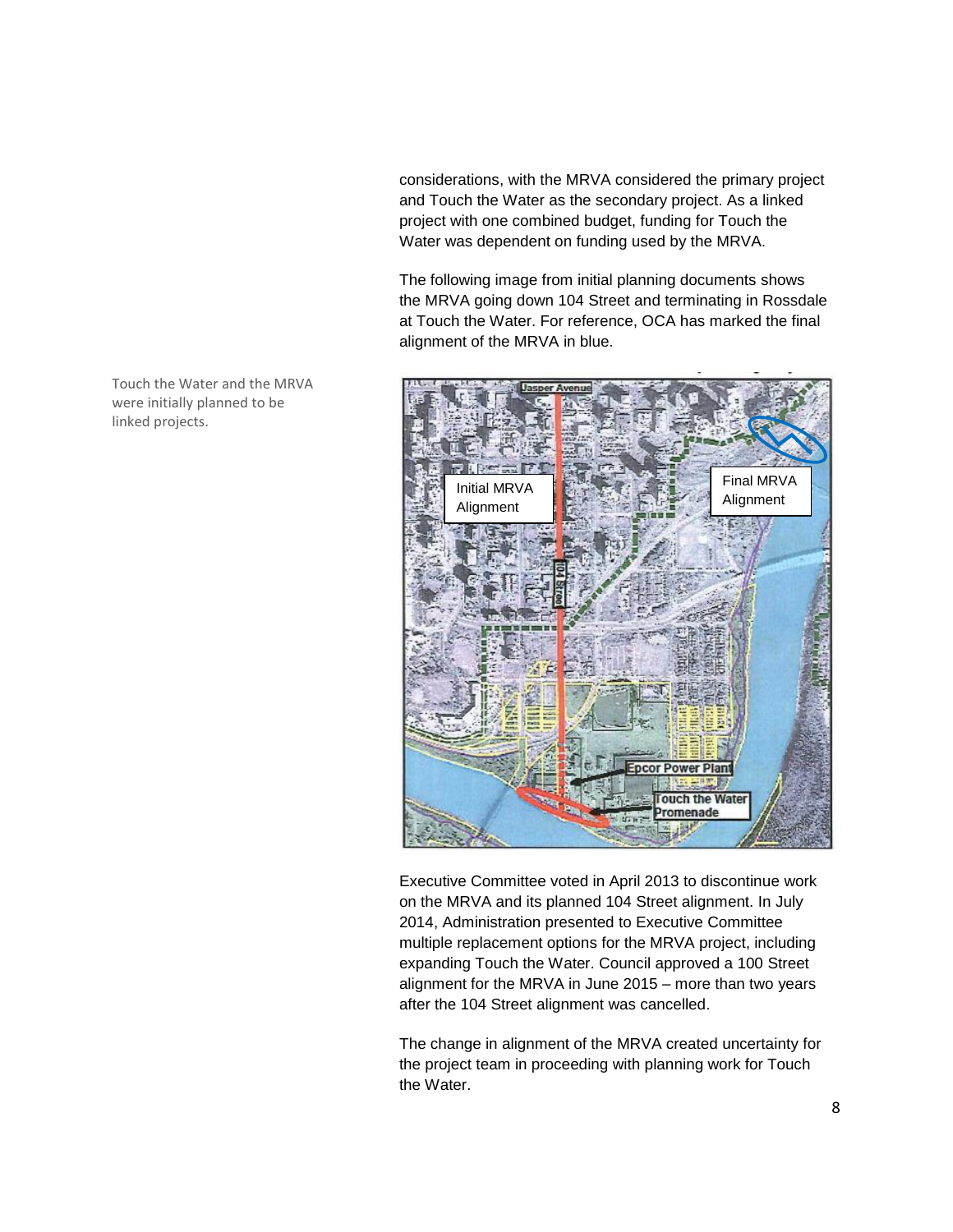considerations, with the MRVA considered the primary project and Touch the Water as the secondary project. As a linked project with one combined budget, funding for Touch the Water was dependent on funding used by the MRVA.

The following image from initial planning documents shows the MRVA going down 104 Street and terminating in Rossdale at Touch the Water. For reference, OCA has marked the final alignment of the MRVA in blue.

Touch the Water and the MRVA were initially planned to be linked projects.

Executive Committee voted in April 2013 to discontinue work on the MRVA and its planned 104 Street alignment. In July 2014, Administration presented to Executive Committee multiple replacement options for the MRVA project, including expanding Touch the Water. Council approved a 100 Street alignment for the MRVA in June 2015 – more than two years after the 104 Street alignment was cancelled.

The change in alignment of the MRVA created uncertainty for the project team in proceeding with planning work for Touch the Water.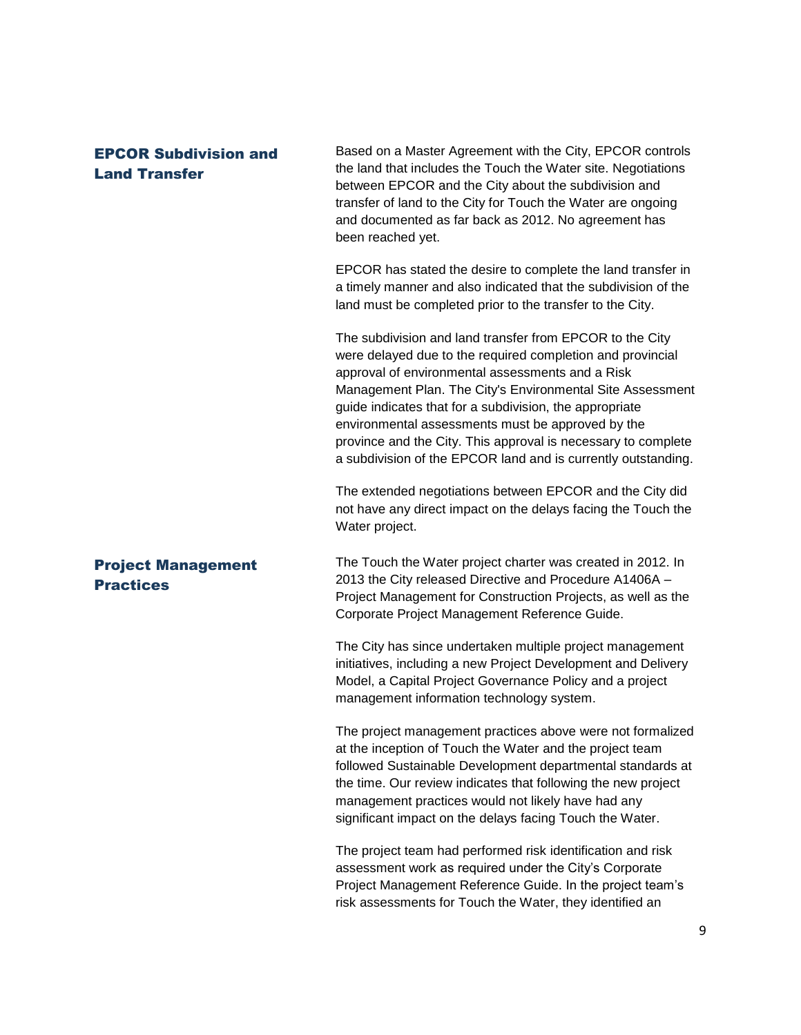## EPCOR Subdivision and Land Transfer

Based on a Master Agreement with the City, EPCOR controls the land that includes the Touch the Water site. Negotiations between EPCOR and the City about the subdivision and transfer of land to the City for Touch the Water are ongoing and documented as far back as 2012. No agreement has been reached yet.

EPCOR has stated the desire to complete the land transfer in a timely manner and also indicated that the subdivision of the land must be completed prior to the transfer to the City.

The subdivision and land transfer from EPCOR to the City were delayed due to the required completion and provincial approval of environmental assessments and a Risk Management Plan. The City's Environmental Site Assessment guide indicates that for a subdivision, the appropriate environmental assessments must be approved by the province and the City. This approval is necessary to complete a subdivision of the EPCOR land and is currently outstanding.

The extended negotiations between EPCOR and the City did not have any direct impact on the delays facing the Touch the Water project.

## Project Management Practices

The Touch the Water project charter was created in 2012. In 2013 the City released Directive and Procedure A1406A – Project Management for Construction Projects, as well as the Corporate Project Management Reference Guide.

The City has since undertaken multiple project management initiatives, including a new Project Development and Delivery Model, a Capital Project Governance Policy and a project management information technology system.

The project management practices above were not formalized at the inception of Touch the Water and the project team followed Sustainable Development departmental standards at the time. Our review indicates that following the new project management practices would not likely have had any significant impact on the delays facing Touch the Water.

The project team had performed risk identification and risk assessment work as required under the City's Corporate Project Management Reference Guide. In the project team's risk assessments for Touch the Water, they identified an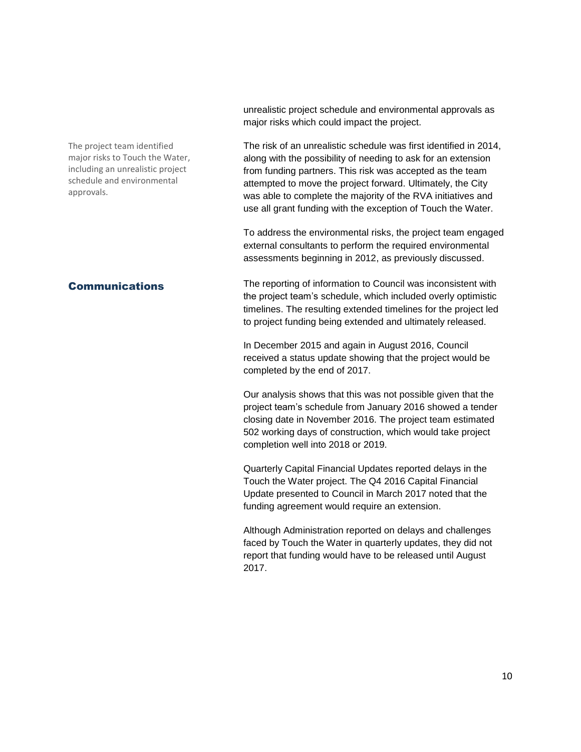unrealistic project schedule and environmental approvals as major risks which could impact the project.

The project team identified major risks to Touch the Water, including an unrealistic project schedule and environmental approvals.

The risk of an unrealistic schedule was first identified in 2014, along with the possibility of needing to ask for an extension from funding partners. This risk was accepted as the team attempted to move the project forward. Ultimately, the City was able to complete the majority of the RVA initiatives and use all grant funding with the exception of Touch the Water.

To address the environmental risks, the project team engaged external consultants to perform the required environmental assessments beginning in 2012, as previously discussed.

## Communications

The reporting of information to Council was inconsistent with the project team's schedule, which included overly optimistic timelines. The resulting extended timelines for the project led to project funding being extended and ultimately released.

In December 2015 and again in August 2016, Council received a status update showing that the project would be completed by the end of 2017.

Our analysis shows that this was not possible given that the project team's schedule from January 2016 showed a tender closing date in November 2016. The project team estimated 502 working days of construction, which would take project completion well into 2018 or 2019.

Quarterly Capital Financial Updates reported delays in the Touch the Water project. The Q4 2016 Capital Financial Update presented to Council in March 2017 noted that the funding agreement would require an extension.

Although Administration reported on delays and challenges faced by Touch the Water in quarterly updates, they did not report that funding would have to be released until August 2017.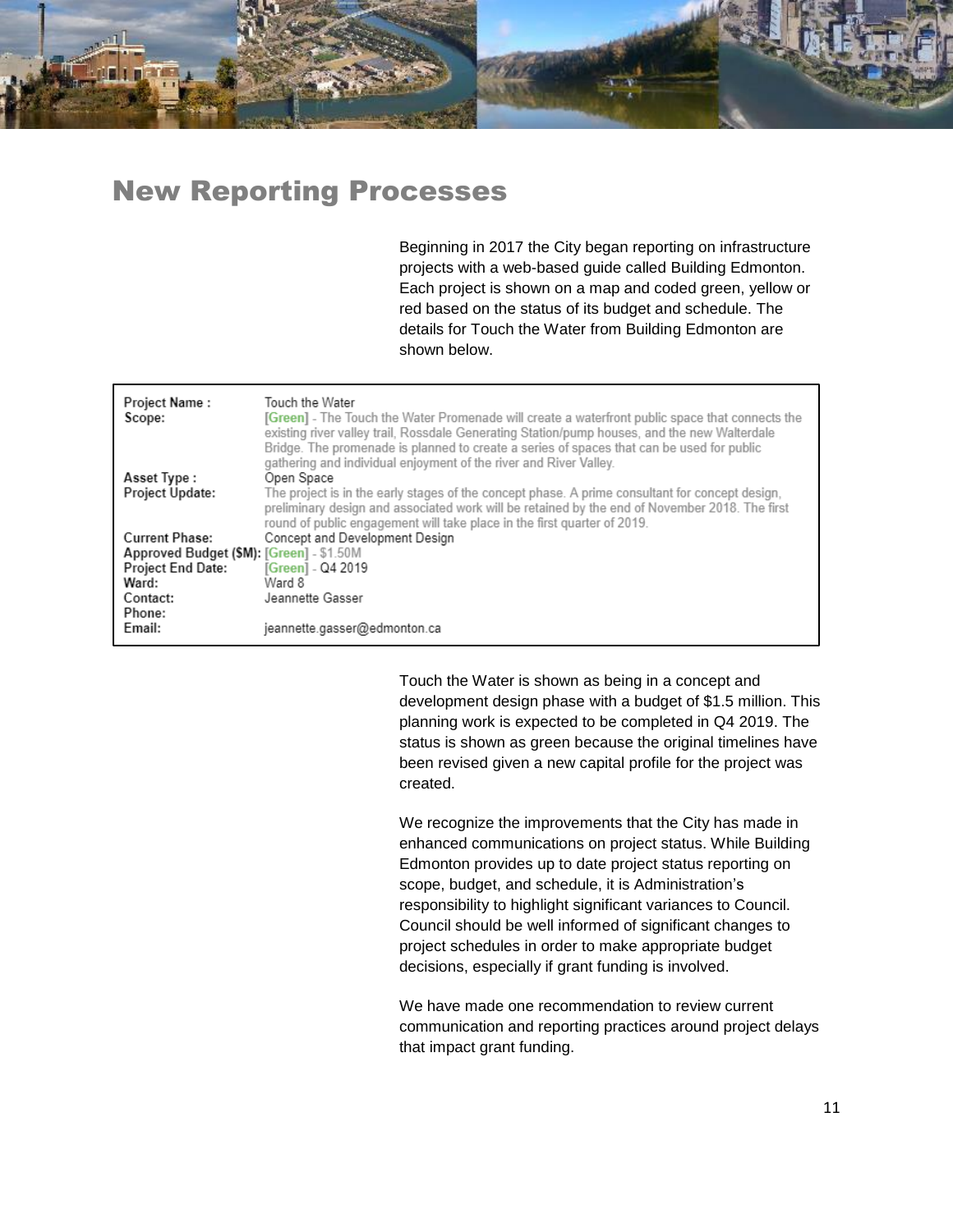## New Reporting Processes

Beginning in 2017 the City began reporting on infrastructure projects with a web-based guide called Building Edmonton. Each project is shown on a map and coded green, yellow or red based on the status of its budget and schedule. The details for Touch the Water from Building Edmonton are shown below.

| | |
|---|---|
| **Project Name :** | Touch the Water |
| **Scope:** | [Green] - The Touch the Water Promenade will create a waterfront public space that connects the existing river valley trail, Rossdale Generating Station/pump houses, and the new Walterdale Bridge. The promenade is planned to create a series of spaces that can be used for public gathering and individual enjoyment of the river and River Valley. |
| **Asset Type :** | Open Space |
| **Project Update:** | The project is in the early stages of the concept phase. A prime consultant for concept design, preliminary design and associated work will be retained by the end of November 2018. The first round of public engagement will take place in the first quarter of 2019. |
| **Current Phase:** | Concept and Development Design |
| **Approved Budget ($M):** | [Green] - $1.50M |
| **Project End Date:** | [Green] - Q4 2019 |
| **Ward:** | Ward 8 |
| **Contact:** | Jeannette Gasser |
| **Phone:** | |
| **Email:** | jeannette.gasser@edmonton.ca |

Touch the Water is shown as being in a concept and development design phase with a budget of $1.5 million. This planning work is expected to be completed in Q4 2019. The status is shown as green because the original timelines have been revised given a new capital profile for the project was created.

We recognize the improvements that the City has made in enhanced communications on project status. While Building Edmonton provides up to date project status reporting on scope, budget, and schedule, it is Administration's responsibility to highlight significant variances to Council. Council should be well informed of significant changes to project schedules in order to make appropriate budget decisions, especially if grant funding is involved.

We have made one recommendation to review current communication and reporting practices around project delays that impact grant funding.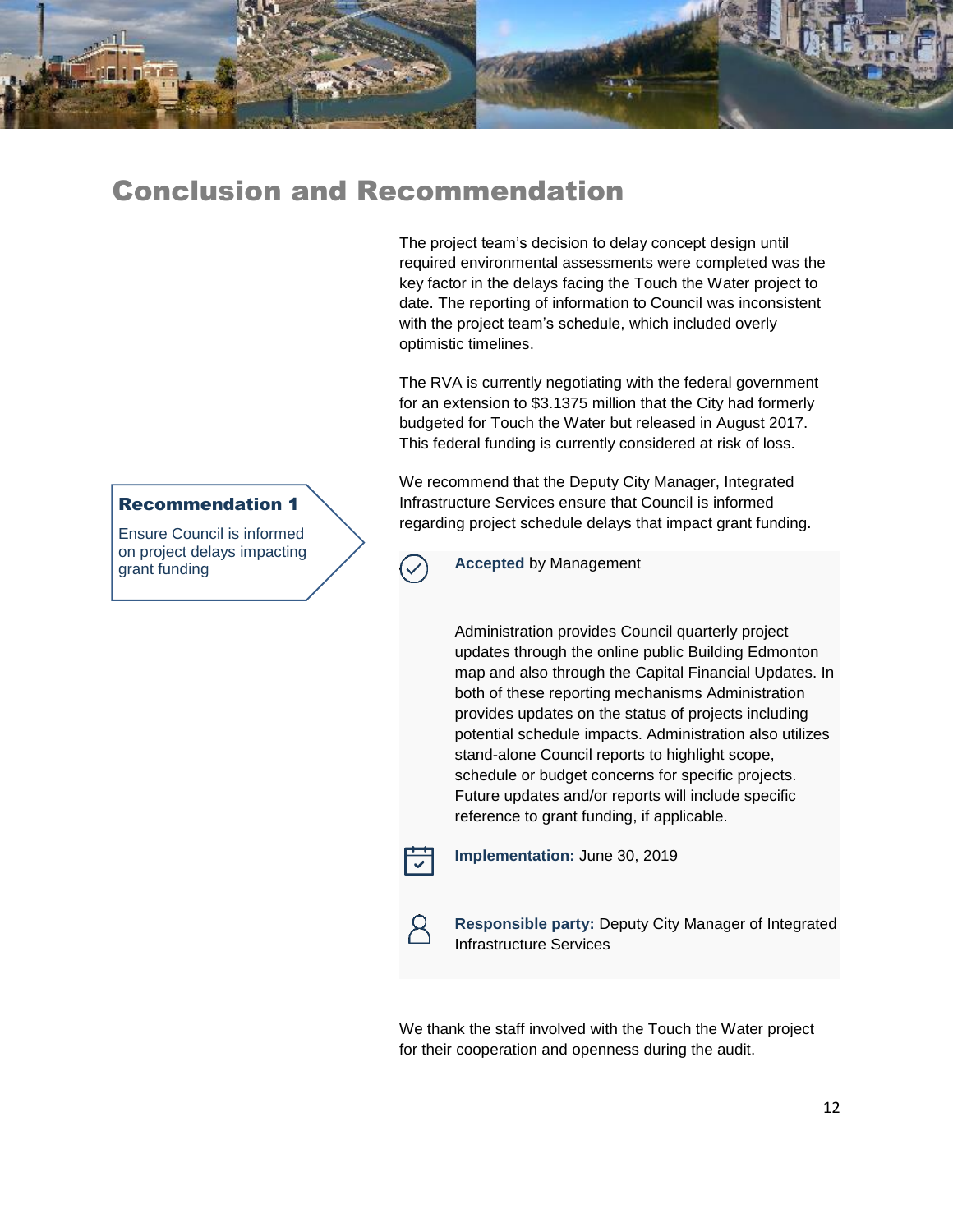# Conclusion and Recommendation

The project team's decision to delay concept design until required environmental assessments were completed was the key factor in the delays facing the Touch the Water project to date. The reporting of information to Council was inconsistent with the project team's schedule, which included overly optimistic timelines.

The RVA is currently negotiating with the federal government for an extension to $3.1375 million that the City had formerly budgeted for Touch the Water but released in August 2017. This federal funding is currently considered at risk of loss.

**Recommendation 1**

Ensure Council is informed on project delays impacting grant funding

We recommend that the Deputy City Manager, Integrated Infrastructure Services ensure that Council is informed regarding project schedule delays that impact grant funding.

**Accepted** by Management

Administration provides Council quarterly project updates through the online public Building Edmonton map and also through the Capital Financial Updates. In both of these reporting mechanisms Administration provides updates on the status of projects including potential schedule impacts. Administration also utilizes stand-alone Council reports to highlight scope, schedule or budget concerns for specific projects. Future updates and/or reports will include specific reference to grant funding, if applicable.

**Implementation:** June 30, 2019

**Responsible party:** Deputy City Manager of Integrated Infrastructure Services

We thank the staff involved with the Touch the Water project for their cooperation and openness during the audit.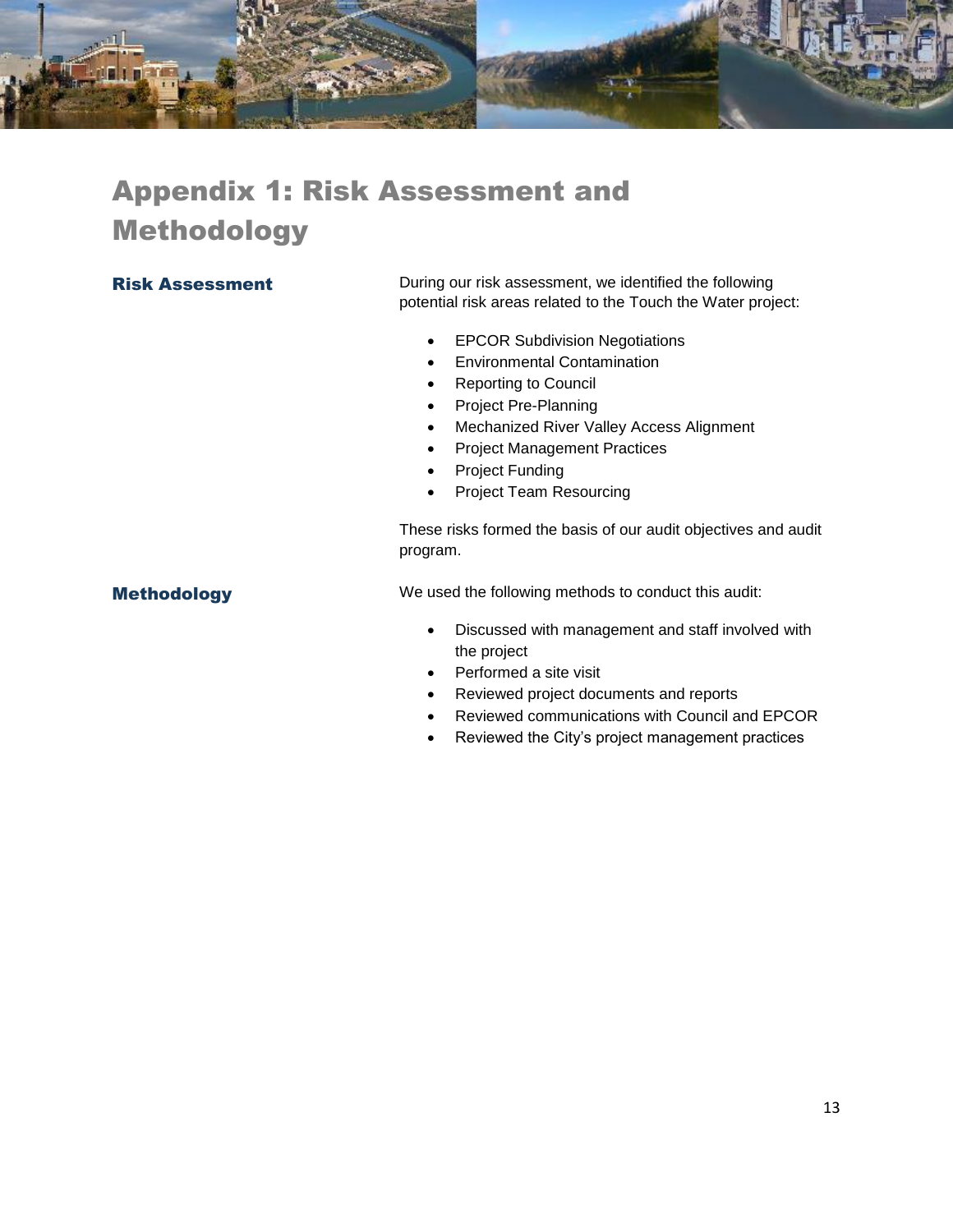# Appendix 1: Risk Assessment and Methodology

## Risk Assessment

During our risk assessment, we identified the following potential risk areas related to the Touch the Water project:

- EPCOR Subdivision Negotiations
- Environmental Contamination
- Reporting to Council
- Project Pre-Planning
- Mechanized River Valley Access Alignment
- Project Management Practices
- Project Funding
- Project Team Resourcing

These risks formed the basis of our audit objectives and audit program.

## Methodology

We used the following methods to conduct this audit:

- Discussed with management and staff involved with the project
- Performed a site visit
- Reviewed project documents and reports
- Reviewed communications with Council and EPCOR
- Reviewed the City's project management practices